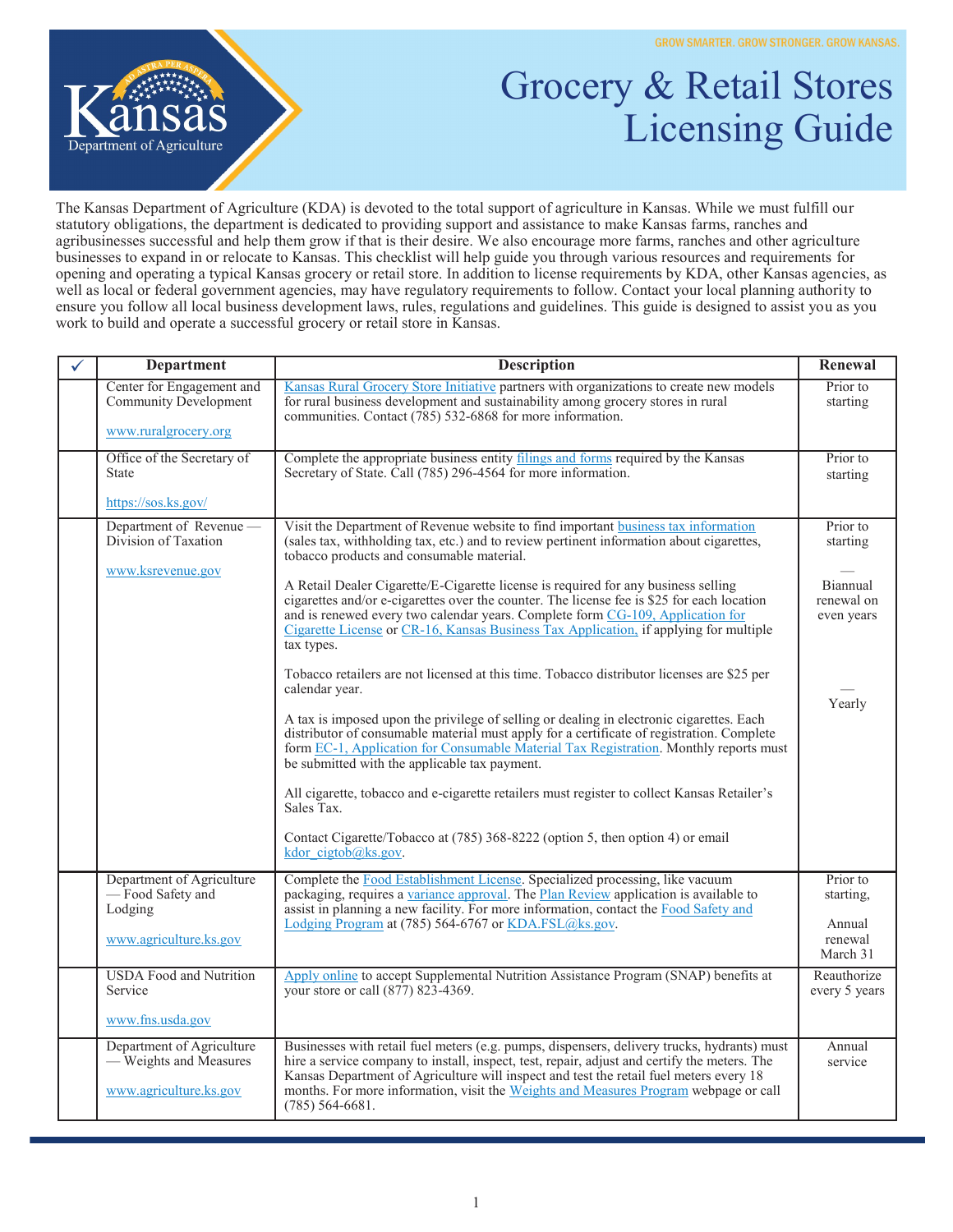GROW SMARTER. GROW STRONGER. GROW KANSAS.

Kansas Department of Agriculture

# Grocery & Retail Stores Licensing Guide

The Kansas Department of Agriculture (KDA) is devoted to the total support of agriculture in Kansas. While we must fulfill our statutory obligations, the department is dedicated to providing support and assistance to make Kansas farms, ranches and agribusinesses successful and help them grow if that is their desire. We also encourage more farms, ranches and other agriculture businesses to expand in or relocate to Kansas. This checklist will help guide you through various resources and requirements for opening and operating a typical Kansas grocery or retail store. In addition to license requirements by KDA, other Kansas agencies, as well as local or federal government agencies, may have regulatory requirements to follow. Contact your local planning authority to ensure you follow all local business development laws, rules, regulations and guidelines. This guide is designed to assist you as you work to build and operate a successful grocery or retail store in Kansas.

| ✓ | Department | Description | Renewal |
|---|---|---|---|
| | Center for Engagement and Community Development<br><br>www.ruralgrocery.org | Kansas Rural Grocery Store Initiative partners with organizations to create new models for rural business development and sustainability among grocery stores in rural communities. Contact (785) 532-6868 for more information. | Prior to starting |
| | Office of the Secretary of State<br><br>https://sos.ks.gov/ | Complete the appropriate business entity filings and forms required by the Kansas Secretary of State. Call (785) 296-4564 for more information. | Prior to starting |
| | Department of Revenue — Division of Taxation<br><br>www.ksrevenue.gov | Visit the Department of Revenue website to find important business tax information (sales tax, withholding tax, etc.) and to review pertinent information about cigarettes, tobacco products and consumable material.<br><br>A Retail Dealer Cigarette/E-Cigarette license is required for any business selling cigarettes and/or e-cigarettes over the counter. The license fee is $25 for each location and is renewed every two calendar years. Complete form CG-109, Application for Cigarette License or CR-16, Kansas Business Tax Application, if applying for multiple tax types.<br><br>Tobacco retailers are not licensed at this time. Tobacco distributor licenses are $25 per calendar year.<br><br>A tax is imposed upon the privilege of selling or dealing in electronic cigarettes. Each distributor of consumable material must apply for a certificate of registration. Complete form EC-1, Application for Consumable Material Tax Registration. Monthly reports must be submitted with the applicable tax payment.<br><br>All cigarette, tobacco and e-cigarette retailers must register to collect Kansas Retailer's Sales Tax.<br><br>Contact Cigarette/Tobacco at (785) 368-8222 (option 5, then option 4) or email kdor_cigtob@ks.gov. | Prior to starting<br><br>—<br>Biannual renewal on even years<br><br>—<br>Yearly |
| | Department of Agriculture — Food Safety and Lodging<br><br>www.agriculture.ks.gov | Complete the Food Establishment License. Specialized processing, like vacuum packaging, requires a variance approval. The Plan Review application is available to assist in planning a new facility. For more information, contact the Food Safety and Lodging Program at (785) 564-6767 or KDA.FSL@ks.gov. | Prior to starting,<br><br>Annual renewal March 31 |
| | USDA Food and Nutrition Service<br><br>www.fns.usda.gov | Apply online to accept Supplemental Nutrition Assistance Program (SNAP) benefits at your store or call (877) 823-4369. | Reauthorize every 5 years |
| | Department of Agriculture — Weights and Measures<br><br>www.agriculture.ks.gov | Businesses with retail fuel meters (e.g. pumps, dispensers, delivery trucks, hydrants) must hire a service company to install, inspect, test, repair, adjust and certify the meters. The Kansas Department of Agriculture will inspect and test the retail fuel meters every 18 months. For more information, visit the Weights and Measures Program webpage or call (785) 564-6681. | Annual service |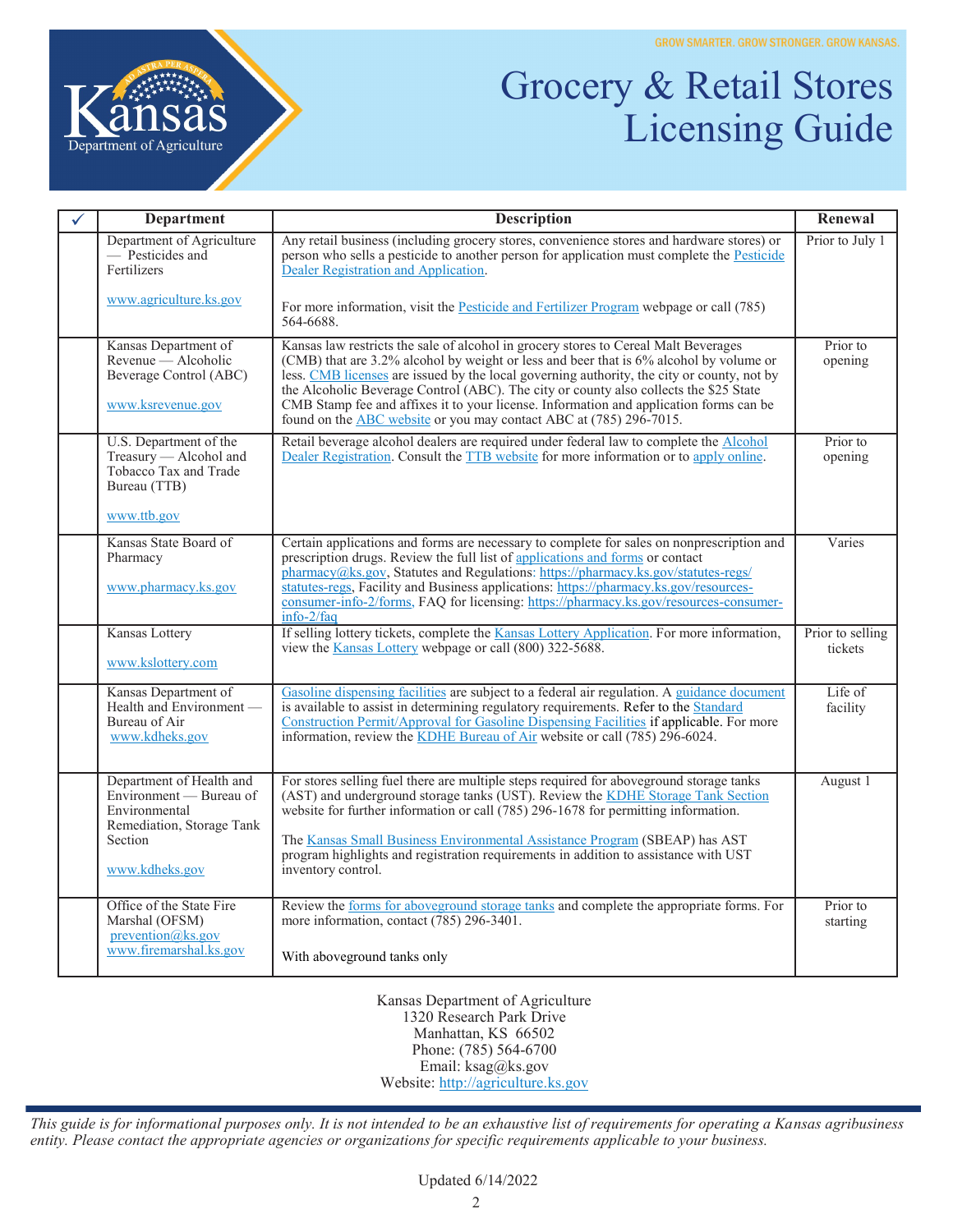# Grocery & Retail Stores Licensing Guide

GROW SMARTER. GROW STRONGER. GROW KANSAS.

| ✓ | Department | Description | Renewal |
|---|---|---|---|
| | Department of Agriculture — Pesticides and Fertilizers<br><br>www.agriculture.ks.gov | Any retail business (including grocery stores, convenience stores and hardware stores) or person who sells a pesticide to another person for application must complete the Pesticide Dealer Registration and Application.<br><br>For more information, visit the Pesticide and Fertilizer Program webpage or call (785) 564-6688. | Prior to July 1 |
| | Kansas Department of Revenue — Alcoholic Beverage Control (ABC)<br><br>www.ksrevenue.gov | Kansas law restricts the sale of alcohol in grocery stores to Cereal Malt Beverages (CMB) that are 3.2% alcohol by weight or less and beer that is 6% alcohol by volume or less. CMB licenses are issued by the local governing authority, the city or county, not by the Alcoholic Beverage Control (ABC). The city or county also collects the $25 State CMB Stamp fee and affixes it to your license. Information and application forms can be found on the ABC website or you may contact ABC at (785) 296-7015. | Prior to opening |
| | U.S. Department of the Treasury — Alcohol and Tobacco Tax and Trade Bureau (TTB)<br><br>www.ttb.gov | Retail beverage alcohol dealers are required under federal law to complete the Alcohol Dealer Registration. Consult the TTB website for more information or to apply online. | Prior to opening |
| | Kansas State Board of Pharmacy<br><br>www.pharmacy.ks.gov | Certain applications and forms are necessary to complete for sales on nonprescription and prescription drugs. Review the full list of applications and forms or contact pharmacy@ks.gov, Statutes and Regulations: https://pharmacy.ks.gov/statutes-regs/statutes-regs, Facility and Business applications: https://pharmacy.ks.gov/resources-consumer-info-2/forms, FAQ for licensing: https://pharmacy.ks.gov/resources-consumer-info-2/faq | Varies |
| | Kansas Lottery<br><br>www.kslottery.com | If selling lottery tickets, complete the Kansas Lottery Application. For more information, view the Kansas Lottery webpage or call (800) 322-5688. | Prior to selling tickets |
| | Kansas Department of Health and Environment — Bureau of Air<br>www.kdheks.gov | Gasoline dispensing facilities are subject to a federal air regulation. A guidance document is available to assist in determining regulatory requirements. Refer to the Standard Construction Permit/Approval for Gasoline Dispensing Facilities if applicable. For more information, review the KDHE Bureau of Air website or call (785) 296-6024. | Life of facility |
| | Department of Health and Environment — Bureau of Environmental Remediation, Storage Tank Section<br><br>www.kdheks.gov | For stores selling fuel there are multiple steps required for aboveground storage tanks (AST) and underground storage tanks (UST). Review the KDHE Storage Tank Section website for further information or call (785) 296-1678 for permitting information.<br><br>The Kansas Small Business Environmental Assistance Program (SBEAP) has AST program highlights and registration requirements in addition to assistance with UST inventory control. | August 1 |
| | Office of the State Fire Marshal (OFSM)<br>prevention@ks.gov<br>www.firemarshal.ks.gov | Review the forms for aboveground storage tanks and complete the appropriate forms. For more information, contact (785) 296-3401.<br><br>With aboveground tanks only | Prior to starting |

Kansas Department of Agriculture
1320 Research Park Drive
Manhattan, KS 66502
Phone: (785) 564-6700
Email: ksag@ks.gov
Website: http://agriculture.ks.gov

*This guide is for informational purposes only. It is not intended to be an exhaustive list of requirements for operating a Kansas agribusiness entity. Please contact the appropriate agencies or organizations for specific requirements applicable to your business.*

Updated 6/14/2022